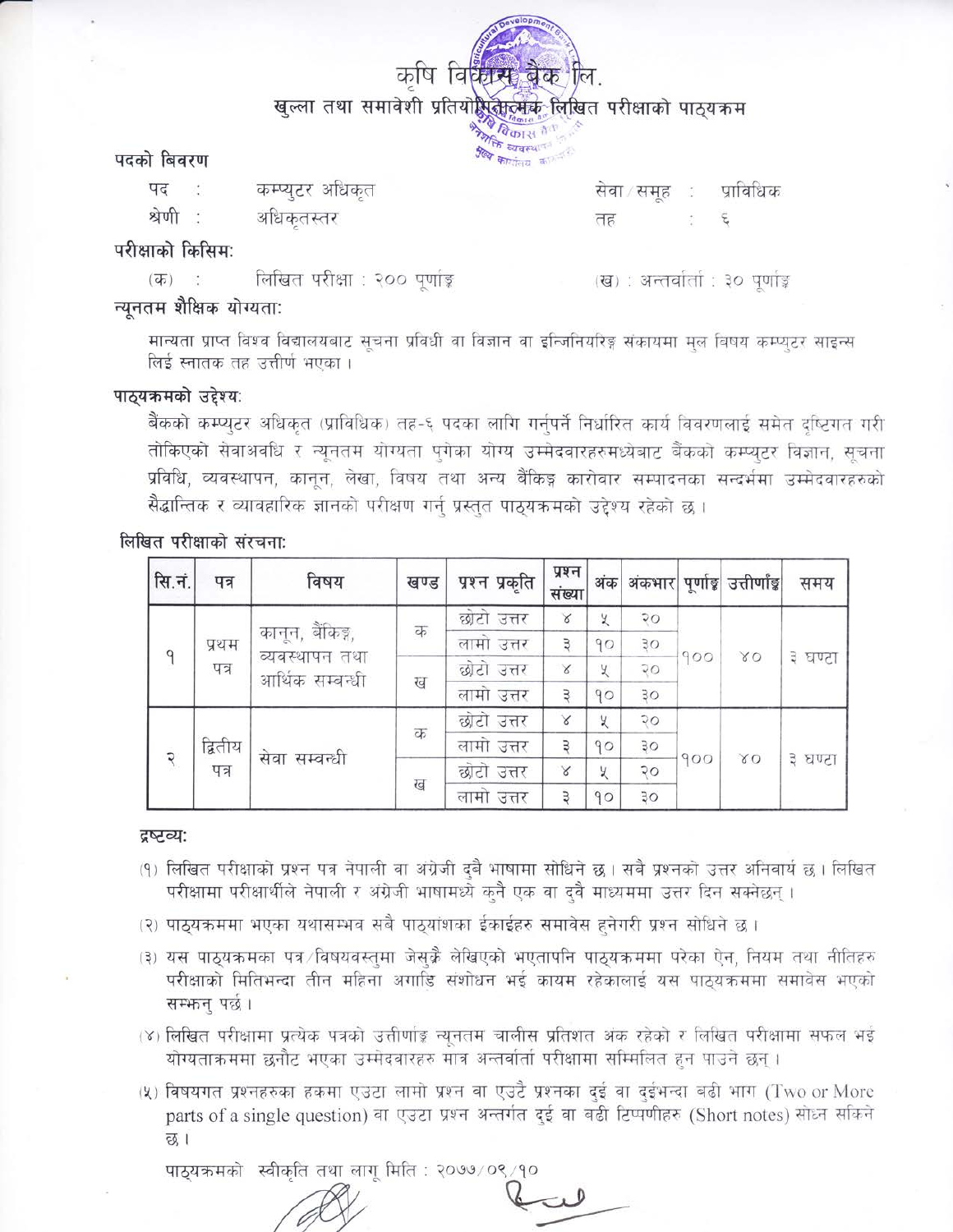# कृषि विकास बैंक लि.

## खुल्ला तथा समावेशी प्रतियोगितात्मक लिखित परीक्षाको पाठ्यक्रम

### पदको बिवरण

पद : कम्प्युटर अधिकृत  
श्रेणी : अधिकृतस्तर  
सेवा/समूह : प्राविधिक  
तह : ६

### परीक्षाको किसिम:

(क) : लिखित परीक्षा : २०० पूर्णाङ्क  
(ख) : अन्तर्वार्ता : ३० पूर्णाङ्क

### न्यूनतम शैक्षिक योग्यता:

मान्यता प्राप्त विश्व विद्यालयबाट सूचना प्रविधी वा विज्ञान वा इन्जिनियरिङ्ग संकायमा मुल विषय कम्प्युटर साइन्स लिई स्नातक तह उत्तीर्ण भएका ।

### पाठ्यक्रमको उद्देश्य:

बैंकको कम्प्युटर अधिकृत (प्राविधिक) तह-६ पदका लागि गर्नुपर्ने निर्धारित कार्य विवरणलाई समेत दृष्टिगत गरी तोकिएको सेवाअवधि र न्यूनतम योग्यता पुगेका योग्य उम्मेदवारहरुमध्येबाट बैंकको कम्प्युटर विज्ञान, सूचना प्रविधि, व्यवस्थापन, कानून, लेखा, विषय तथा अन्य बैंकिङ्ग कारोवार सम्पादनका सन्दर्भमा उम्मेदवारहरुको सैद्धान्तिक र व्यावहारिक ज्ञानको परीक्षण गर्नु प्रस्तुत पाठ्यक्रमको उद्देश्य रहेको छ ।

### लिखित परीक्षाको संरचना:

| सि.नं. | पत्र | विषय | खण्ड | प्रश्न प्रकृति | प्रश्न संख्या | अंक | अंकभार | पूर्णाङ्क | उत्तीर्णांङ्क | समय |
|---|---|---|---|---|---|---|---|---|---|---|
| १ | प्रथम पत्र | कानून, बैंकिङ्ग, व्यवस्थापन तथा आर्थिक सम्बन्धी | क | छोटो उत्तर | ४ | ५ | २० | १०० | ४० | ३ घण्टा |
| | | | | लामो उत्तर | ३ | १० | ३० | | | |
| | | | ख | छोटो उत्तर | ४ | ५ | २० | | | |
| | | | | लामो उत्तर | ३ | १० | ३० | | | |
| २ | द्वितीय पत्र | सेवा सम्बन्धी | क | छोटो उत्तर | ४ | ५ | २० | १०० | ४० | ३ घण्टा |
| | | | | लामो उत्तर | ३ | १० | ३० | | | |
| | | | ख | छोटो उत्तर | ४ | ५ | २० | | | |
| | | | | लामो उत्तर | ३ | १० | ३० | | | |

### द्रष्टव्य:

(१) लिखित परीक्षाको प्रश्न पत्र नेपाली वा अंग्रेजी दुबै भाषामा सोधिने छ । सबै प्रश्नको उत्तर अनिवार्य छ । लिखित परीक्षामा परीक्षार्थीले नेपाली र अंग्रेजी भाषामध्ये कुनै एक वा दुवै माध्यममा उत्तर दिन सक्नेछन् ।

(२) पाठ्यक्रममा भएका यथासम्भव सबै पाठ्यांशका ईकाईहरु समावेस हुनेगरी प्रश्न सोधिने छ ।

(३) यस पाठ्यक्रमका पत्र/विषयवस्तुमा जेसुकै लेखिएको भएतापनि पाठ्यक्रममा परेका ऐन, नियम तथा नीतिहरु परीक्षाको मितिभन्दा तीन महिना अगाडि संशोधन भई कायम रहेकालाई यस पाठ्यक्रममा समावेस भएको सम्झनु पर्छ ।

(४) लिखित परीक्षामा प्रत्येक पत्रको उत्तीर्णाङ्क न्यूनतम चालीस प्रतिशत अंक रहेको र लिखित परीक्षामा सफल भई योग्यताक्रममा छनौट भएका उम्मेदवारहरु मात्र अन्तर्वार्ता परीक्षामा सम्मिलित हुन पाउने छन् ।

(५) विषयगत प्रश्नहरुका हकमा एउटा लामो प्रश्न वा एउटै प्रश्नका दुई वा दुईभन्दा बढी भाग (Two or More parts of a single question) वा एउटा प्रश्न अन्तर्गत दुई वा बढी टिप्पणीहरु (Short notes) सोध्न सकिने छ ।

पाठ्यक्रमको स्वीकृति तथा लागू मिति : २०७७/०९/१०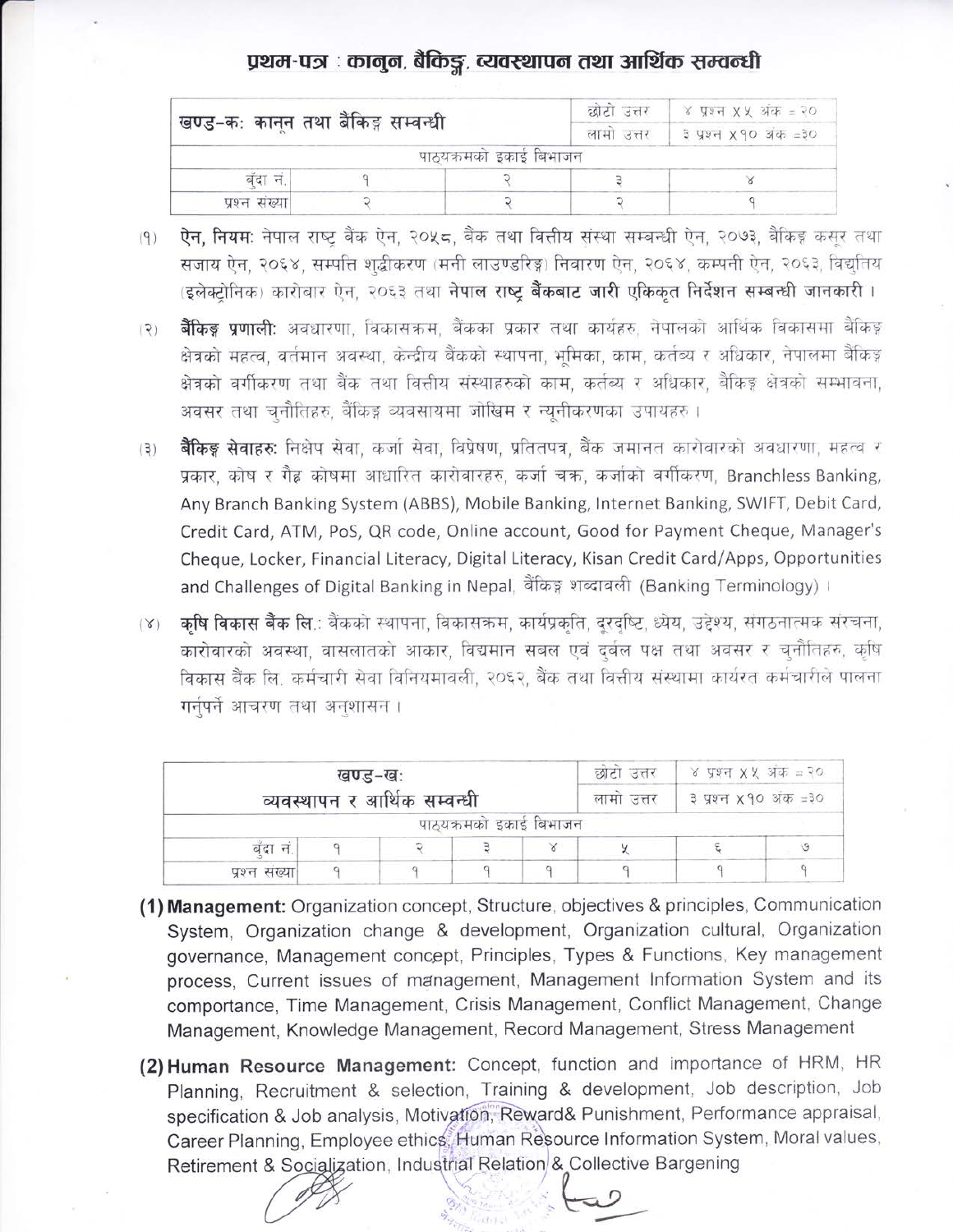## प्रथम-पत्र : कानुन, बैंकिङ्ग, व्यवस्थापन तथा आर्थिक सम्वन्धी

| खण्ड-कः कानून तथा बैंकिङ्ग सम्बन्धी | | | छोटो उत्तर | ४ प्रश्न X ५ अंक = २० |
|---|---|---|---|---|
| | | | लामो उत्तर | ३ प्रश्न X १० अंक = ३० |
| पाठ्यक्रमको इकाई बिभाजन | | | | |
| बुँदा नं. | १ | २ | ३ | ४ |
| प्रश्न संख्या | २ | २ | २ | १ |

(१) **ऐन, नियमः** नेपाल राष्ट्र बैंक ऐन, २०५८, बैंक तथा वित्तीय संस्था सम्बन्धी ऐन, २०७३, बैंकिङ्ग कसूर तथा सजाय ऐन, २०६४, सम्पत्ति शुद्धीकरण (मनी लाउण्डरिङ्ग) निवारण ऐन, २०६४, कम्पनी ऐन, २०६३, विद्युतिय (इलेक्ट्रोनिक) कारोबार ऐन, २०६३ तथा **नेपाल राष्ट्र बैंकबाट जारी एकिकृत निर्देशन सम्बन्धी जानकारी ।**

(२) **बैंकिङ्ग प्रणालीः** अवधारणा, विकासक्रम, बैंकका प्रकार तथा कार्यहरु, नेपालको आर्थिक विकासमा बैंकिङ्ग क्षेत्रको महत्व, वर्तमान अवस्था, केन्द्रीय बैंकको स्थापना, भूमिका, काम, कर्तव्य र अधिकार, नेपालमा बैंकिङ्ग क्षेत्रको वर्गीकरण तथा बैंक तथा वित्तीय संस्थाहरुको काम, कर्तव्य र अधिकार, बैंकिङ्ग क्षेत्रको सम्भावना, अवसर तथा चुनौतिहरु, बैंकिङ्ग व्यवसायमा जोखिम र न्यूनीकरणका उपायहरु ।

(३) **बैंकिङ्ग सेवाहरुः** निक्षेप सेवा, कर्जा सेवा, विप्रेषण, प्रतितपत्र, बैंक जमानत कारोवारको अवधारणा, महत्व र प्रकार, कोष र गैह्र कोषमा आधारित कारोवारहरु, कर्जा चक्र, कर्जाको वर्गीकरण, Branchless Banking, Any Branch Banking System (ABBS), Mobile Banking, Internet Banking, SWIFT, Debit Card, Credit Card, ATM, PoS, QR code, Online account, Good for Payment Cheque, Manager's Cheque, Locker, Financial Literacy, Digital Literacy, Kisan Credit Card/Apps, Opportunities and Challenges of Digital Banking in Nepal, बैंकिङ्ग शब्दावली (Banking Terminology) ।

(४) **कृषि विकास बैंक लि.:** बैंकको स्थापना, विकासक्रम, कार्यप्रकृति, दुरदृष्टि, ध्येय, उद्देश्य, संगठनात्मक संरचना, कारोवारको अवस्था, वासलातको आकार, विद्यमान सबल एवं दुर्बल पक्ष तथा अवसर र चुनौतिहरु, कृषि विकास बैंक लि. कर्मचारी सेवा विनियमावली, २०६२, बैंक तथा वित्तीय संस्थामा कार्यरत कर्मचारीले पालना गर्नुपर्ने आचरण तथा अनुशासन ।

| खण्ड-खः व्यवस्थापन र आर्थिक सम्बन्धी | | | | | छोटो उत्तर | ४ प्रश्न X ५ अंक = २० |
|---|---|---|---|---|---|---|
| | | | | | लामो उत्तर | ३ प्रश्न X १० अंक = ३० |
| पाठ्यक्रमको इकाई बिभाजन | | | | | | | |
| बुँदा नं. | १ | २ | ३ | ४ | ५ | ६ | ७ |
| प्रश्न संख्या | १ | १ | १ | १ | १ | १ | १ |

**(1) Management:** Organization concept, Structure, objectives & principles, Communication System, Organization change & development, Organization cultural, Organization governance, Management concept, Principles, Types & Functions, Key management process, Current issues of management, Management Information System and its comportance, Time Management, Crisis Management, Conflict Management, Change Management, Knowledge Management, Record Management, Stress Management

**(2) Human Resource Management:** Concept, function and importance of HRM, HR Planning, Recruitment & selection, Training & development, Job description, Job specification & Job analysis, Motivation, Reward& Punishment, Performance appraisal, Career Planning, Employee ethics, Human Resource Information System, Moral values, Retirement & Socialization, Industrial Relation & Collective Bargening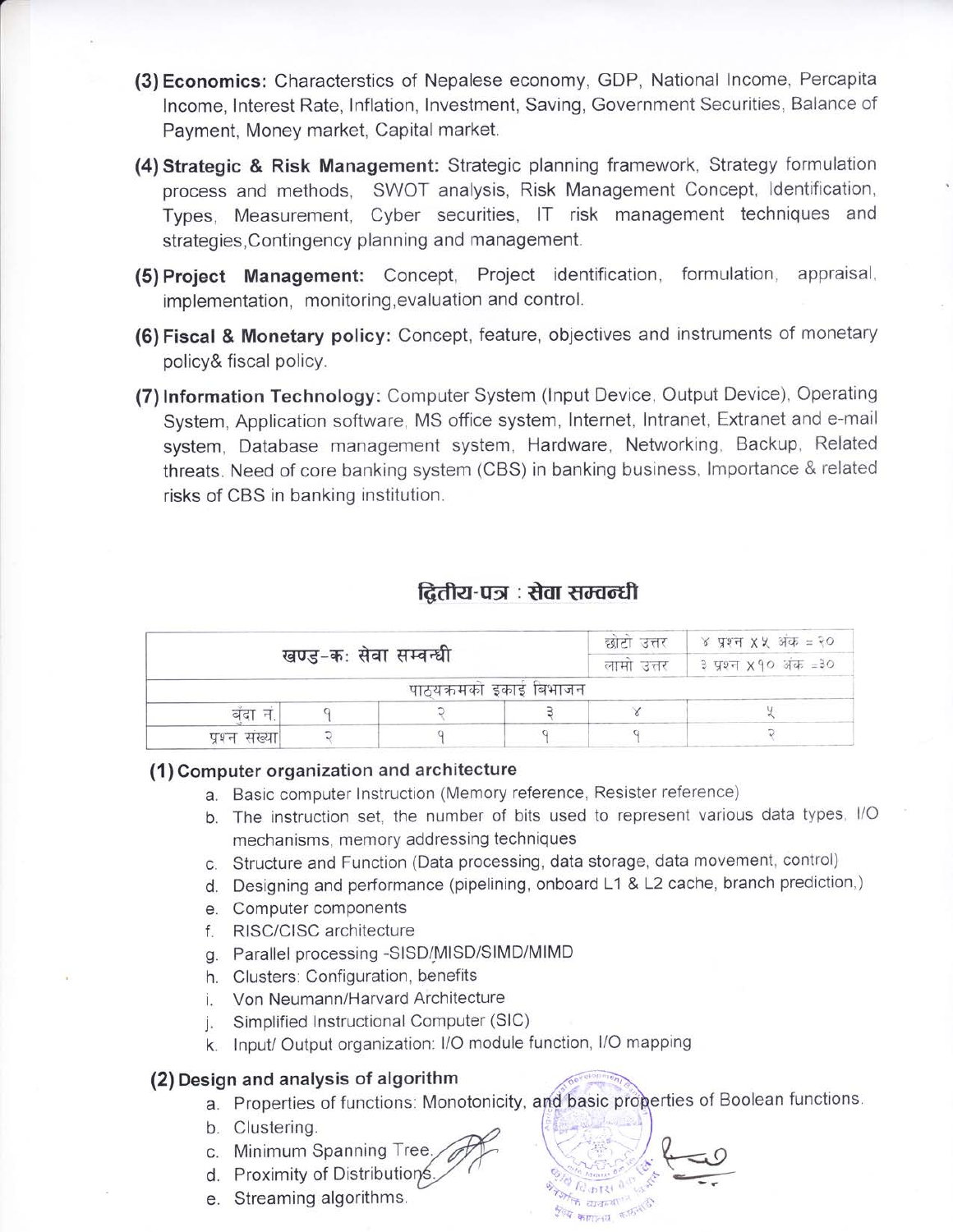**(3) Economics:** Characterstics of Nepalese economy, GDP, National Income, Percapita Income, Interest Rate, Inflation, Investment, Saving, Government Securities, Balance of Payment, Money market, Capital market.

**(4) Strategic & Risk Management:** Strategic planning framework, Strategy formulation process and methods, SWOT analysis, Risk Management Concept, Identification, Types, Measurement, Cyber securities, IT risk management techniques and strategies,Contingency planning and management.

**(5) Project Management:** Concept, Project identification, formulation, appraisal, implementation, monitoring,evaluation and control.

**(6) Fiscal & Monetary policy:** Concept, feature, objectives and instruments of monetary policy& fiscal policy.

**(7) Information Technology:** Computer System (Input Device, Output Device), Operating System, Application software, MS office system, Internet, Intranet, Extranet and e-mail system, Database management system, Hardware, Networking, Backup, Related threats. Need of core banking system (CBS) in banking business, Importance & related risks of CBS in banking institution.

## द्वितीय-पत्र : सेवा सम्वन्धी

| खण्ड-कः सेवा सम्वन्धी | | | | छोटो उत्तर | ४ प्रश्न X ५ अंक = २० |
|---|---|---|---|---|---|
| | | | | लामो उत्तर | ३ प्रश्न X १० अंक =३० |
| पाठ्यक्रमको इकाई विभाजन | | | | | |
| बुंदा नं. | १ | २ | ३ | ४ | ५ |
| प्रश्न संख्या | २ | १ | १ | १ | २ |

### (1) Computer organization and architecture

a. Basic computer Instruction (Memory reference, Resister reference)
b. The instruction set, the number of bits used to represent various data types, I/O mechanisms, memory addressing techniques
c. Structure and Function (Data processing, data storage, data movement, control)
d. Designing and performance (pipelining, onboard L1 & L2 cache, branch prediction,)
e. Computer components
f. RISC/CISC architecture
g. Parallel processing -SISD/MISD/SIMD/MIMD
h. Clusters: Configuration, benefits
i. Von Neumann/Harvard Architecture
j. Simplified Instructional Computer (SIC)
k. Input/ Output organization: I/O module function, I/O mapping

### (2) Design and analysis of algorithm

a. Properties of functions: Monotonicity, and basic properties of Boolean functions.
b. Clustering.
c. Minimum Spanning Tree.
d. Proximity of Distributions.
e. Streaming algorithms.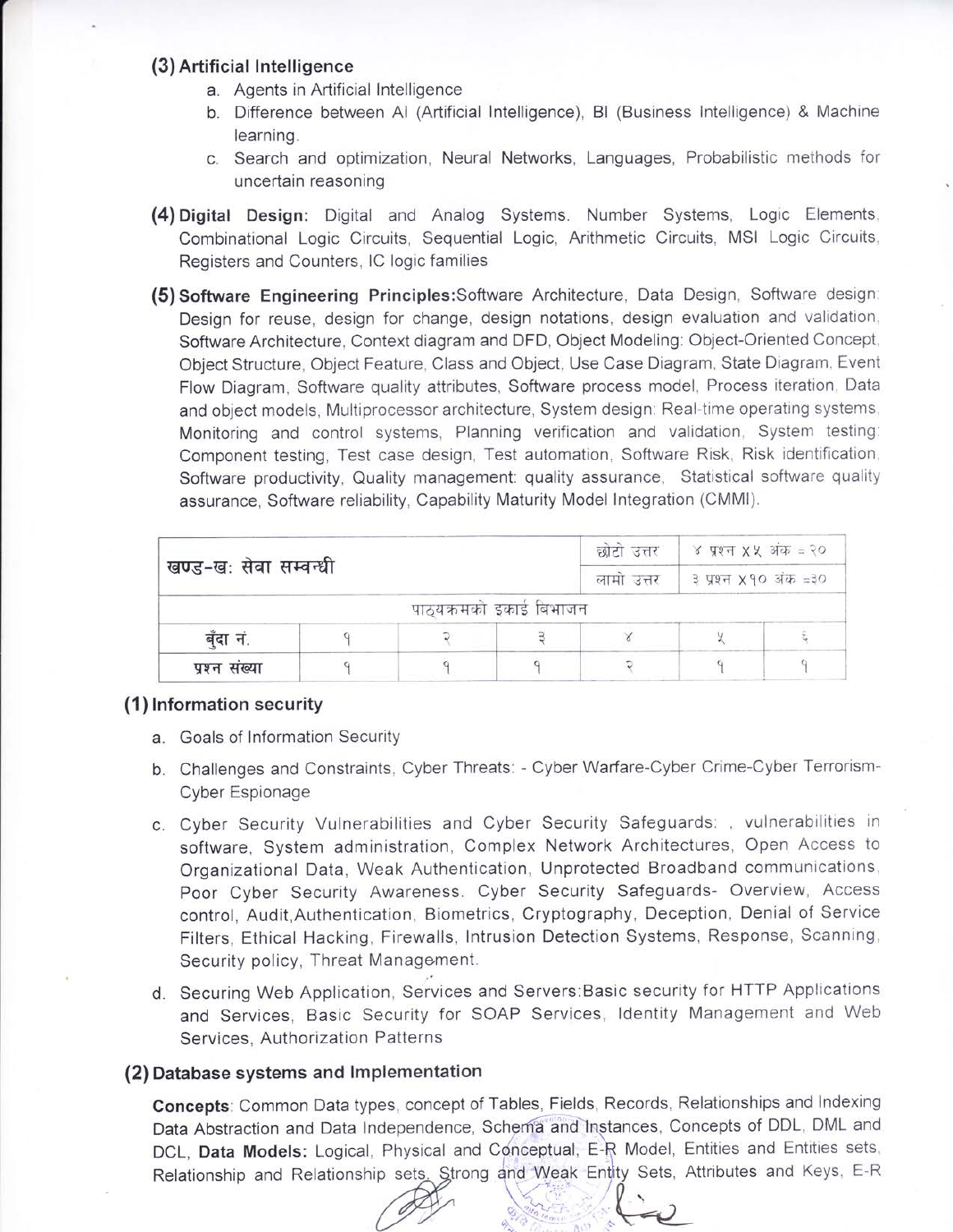### (3) Artificial Intelligence

a. Agents in Artificial Intelligence
b. Difference between AI (Artificial Intelligence), BI (Business Intelligence) & Machine learning.
c. Search and optimization, Neural Networks, Languages, Probabilistic methods for uncertain reasoning

**(4) Digital Design:** Digital and Analog Systems. Number Systems, Logic Elements, Combinational Logic Circuits, Sequential Logic, Arithmetic Circuits, MSI Logic Circuits, Registers and Counters, IC logic families

**(5) Software Engineering Principles:** Software Architecture, Data Design, Software design: Design for reuse, design for change, design notations, design evaluation and validation, Software Architecture, Context diagram and DFD, Object Modeling: Object-Oriented Concept, Object Structure, Object Feature, Class and Object, Use Case Diagram, State Diagram, Event Flow Diagram, Software quality attributes, Software process model, Process iteration, Data and object models, Multiprocessor architecture, System design: Real-time operating systems, Monitoring and control systems, Planning verification and validation, System testing: Component testing, Test case design, Test automation, Software Risk, Risk identification, Software productivity, Quality management: quality assurance, Statistical software quality assurance, Software reliability, Capability Maturity Model Integration (CMMI).

| खण्ड-ख: सेवा सम्बन्धी | | | | छोटो उत्तर | ४ प्रश्न X५ अंक = २० | |
|---|---|---|---|---|---|---|
| | | | | लामो उत्तर | ३ प्रश्न X१० अंक =३० | |
| पाठ्यक्रमको इकाई विभाजन | | | | | | |
| बुँदा नं. | १ | २ | ३ | ४ | ५ | ६ |
| प्रश्न संख्या | १ | १ | १ | २ | १ | १ |

### (1) Information security

a. Goals of Information Security
b. Challenges and Constraints, Cyber Threats: - Cyber Warfare-Cyber Crime-Cyber Terrorism-Cyber Espionage
c. Cyber Security Vulnerabilities and Cyber Security Safeguards: , vulnerabilities in software, System administration, Complex Network Architectures, Open Access to Organizational Data, Weak Authentication, Unprotected Broadband communications, Poor Cyber Security Awareness. Cyber Security Safeguards- Overview, Access control, Audit,Authentication, Biometrics, Cryptography, Deception, Denial of Service Filters, Ethical Hacking, Firewalls, Intrusion Detection Systems, Response, Scanning, Security policy, Threat Management.
d. Securing Web Application, Services and Servers:Basic security for HTTP Applications and Services, Basic Security for SOAP Services, Identity Management and Web Services, Authorization Patterns

### (2) Database systems and Implementation

**Concepts**: Common Data types, concept of Tables, Fields, Records, Relationships and Indexing Data Abstraction and Data Independence, Schema and Instances, Concepts of DDL, DML and DCL, **Data Models:** Logical, Physical and Conceptual, E-R Model, Entities and Entities sets, Relationship and Relationship sets, Strong and Weak Entity Sets, Attributes and Keys, E-R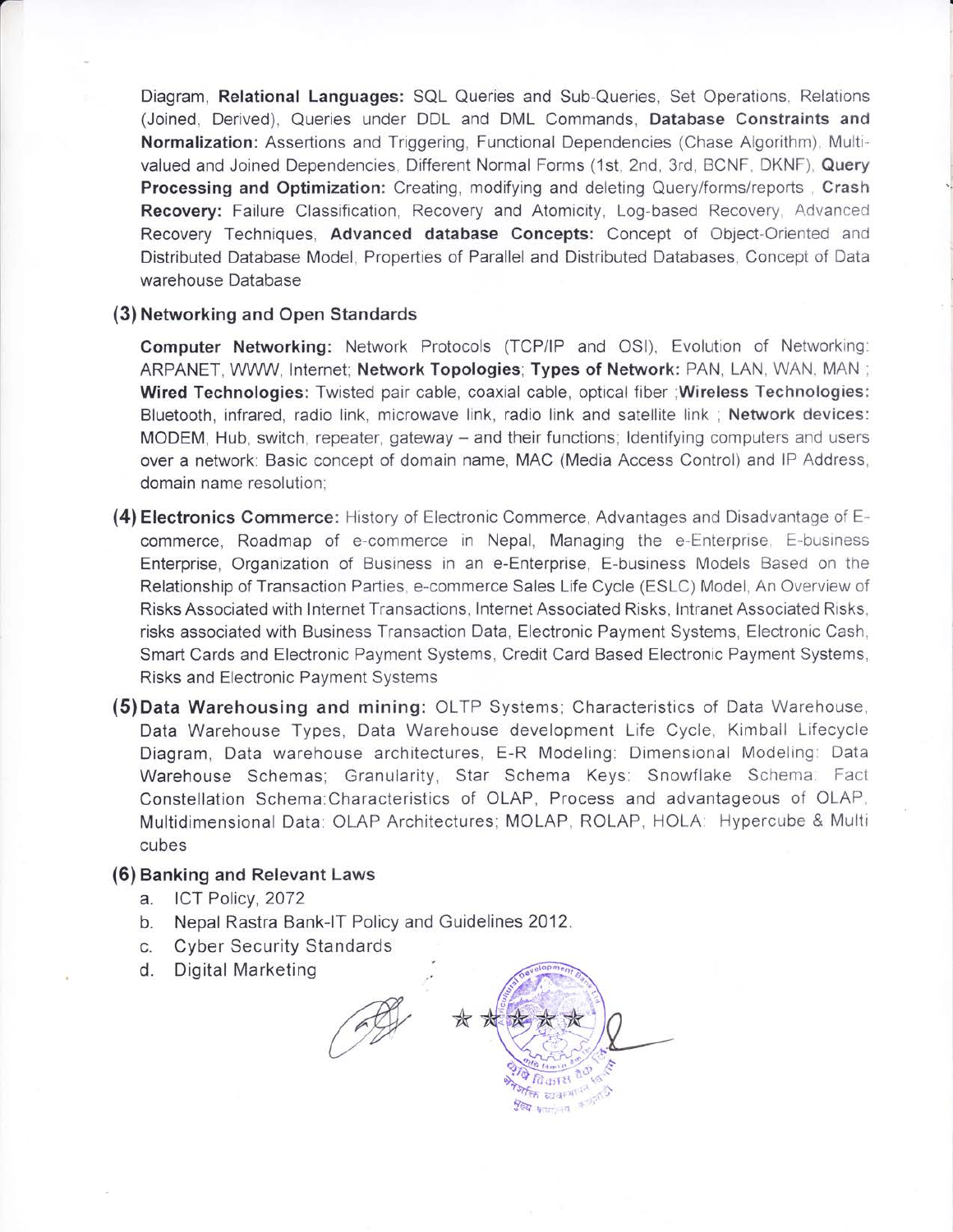Diagram, **Relational Languages:** SQL Queries and Sub-Queries, Set Operations, Relations (Joined, Derived), Queries under DDL and DML Commands, **Database Constraints and Normalization:** Assertions and Triggering, Functional Dependencies (Chase Algorithm), Multi-valued and Joined Dependencies, Different Normal Forms (1st, 2nd, 3rd, BCNF, DKNF), **Query Processing and Optimization:** Creating, modifying and deleting Query/forms/reports , **Crash Recovery:** Failure Classification, Recovery and Atomicity, Log-based Recovery, Advanced Recovery Techniques, **Advanced database Concepts:** Concept of Object-Oriented and Distributed Database Model, Properties of Parallel and Distributed Databases, Concept of Data warehouse Database

### (3) Networking and Open Standards

**Computer Networking:** Network Protocols (TCP/IP and OSI), Evolution of Networking: ARPANET, WWW, Internet; **Network Topologies; Types of Network:** PAN, LAN, WAN, MAN ; **Wired Technologies:** Twisted pair cable, coaxial cable, optical fiber ;**Wireless Technologies:** Bluetooth, infrared, radio link, microwave link, radio link and satellite link ; **Network devices:** MODEM, Hub, switch, repeater, gateway – and their functions; Identifying computers and users over a network: Basic concept of domain name, MAC (Media Access Control) and IP Address, domain name resolution;

**(4) Electronics Commerce:** History of Electronic Commerce, Advantages and Disadvantage of E-commerce, Roadmap of e-commerce in Nepal, Managing the e-Enterprise, E-business Enterprise, Organization of Business in an e-Enterprise, E-business Models Based on the Relationship of Transaction Parties, e-commerce Sales Life Cycle (ESLC) Model, An Overview of Risks Associated with Internet Transactions, Internet Associated Risks, Intranet Associated Risks, risks associated with Business Transaction Data, Electronic Payment Systems, Electronic Cash, Smart Cards and Electronic Payment Systems, Credit Card Based Electronic Payment Systems, Risks and Electronic Payment Systems

**(5) Data Warehousing and mining:** OLTP Systems; Characteristics of Data Warehouse, Data Warehouse Types, Data Warehouse development Life Cycle, Kimball Lifecycle Diagram, Data warehouse architectures, E-R Modeling: Dimensional Modeling: Data Warehouse Schemas; Granularity, Star Schema Keys: Snowflake Schema: Fact Constellation Schema:Characteristics of OLAP, Process and advantageous of OLAP, Multidimensional Data: OLAP Architectures; MOLAP, ROLAP, HOLA: Hypercube & Multi cubes

### (6) Banking and Relevant Laws

a. ICT Policy, 2072
b. Nepal Rastra Bank-IT Policy and Guidelines 2012.
c. Cyber Security Standards
d. Digital Marketing